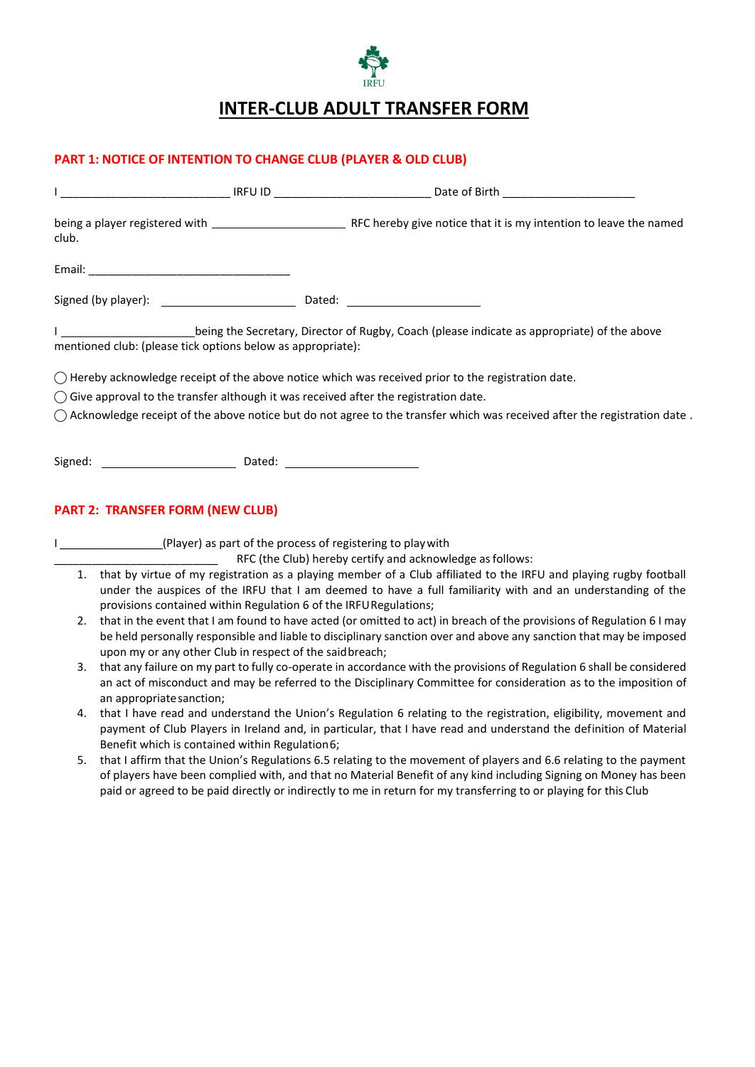IRFU

# INTER-CLUB ADULT TRANSFER FORM

## PART 1: NOTICE OF INTENTION TO CHANGE CLUB (PLAYER & OLD CLUB)

I ___________________________ IRFU ID _________________________ Date of Birth _____________________

being a player registered with _____________________ RFC hereby give notice that it is my intention to leave the named club.

Email: _________________________________

Signed (by player): _____________________ Dated: _____________________

I _____________________being the Secretary, Director of Rugby, Coach (please indicate as appropriate) of the above mentioned club: (please tick options below as appropriate):

◯ Hereby acknowledge receipt of the above notice which was received prior to the registration date.

◯ Give approval to the transfer although it was received after the registration date.

◯ Acknowledge receipt of the above notice but do not agree to the transfer which was received after the registration date .

Signed: _____________________ Dated: _____________________

## PART 2: TRANSFER FORM (NEW CLUB)

I ________________(Player) as part of the process of registering to play with __________________________ RFC (the Club) hereby certify and acknowledge as follows:

1. that by virtue of my registration as a playing member of a Club affiliated to the IRFU and playing rugby football under the auspices of the IRFU that I am deemed to have a full familiarity with and an understanding of the provisions contained within Regulation 6 of the IRFU Regulations;
2. that in the event that I am found to have acted (or omitted to act) in breach of the provisions of Regulation 6 I may be held personally responsible and liable to disciplinary sanction over and above any sanction that may be imposed upon my or any other Club in respect of the said breach;
3. that any failure on my part to fully co-operate in accordance with the provisions of Regulation 6 shall be considered an act of misconduct and may be referred to the Disciplinary Committee for consideration as to the imposition of an appropriate sanction;
4. that I have read and understand the Union's Regulation 6 relating to the registration, eligibility, movement and payment of Club Players in Ireland and, in particular, that I have read and understand the definition of Material Benefit which is contained within Regulation 6;
5. that I affirm that the Union's Regulations 6.5 relating to the movement of players and 6.6 relating to the payment of players have been complied with, and that no Material Benefit of any kind including Signing on Money has been paid or agreed to be paid directly or indirectly to me in return for my transferring to or playing for this Club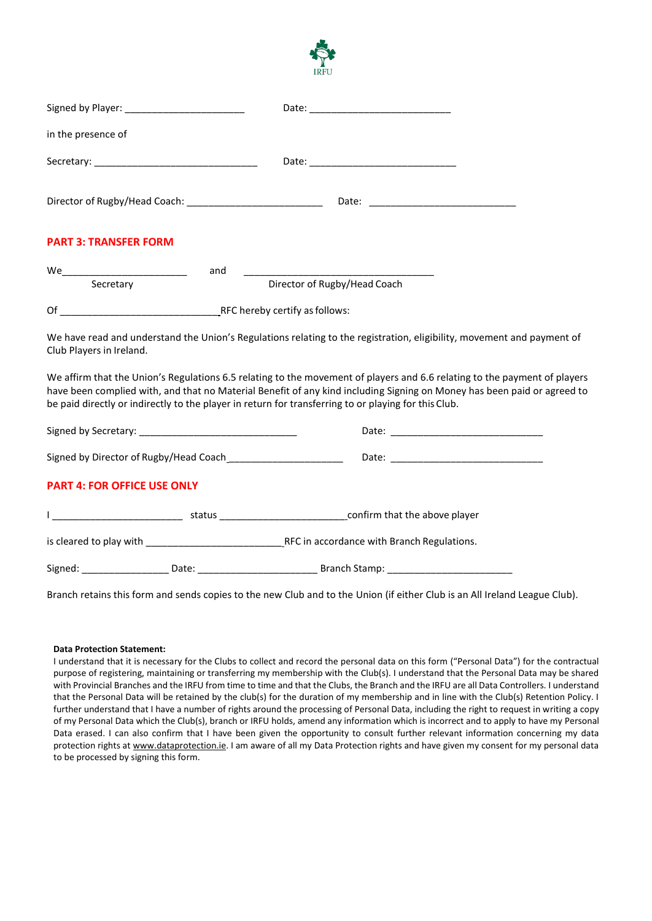IRFU

Signed by Player: ______________________ Date: __________________________

in the presence of

Secretary: ______________________________ Date: ___________________________

Director of Rugby/Head Coach: _________________________ Date: ___________________________

## PART 3: TRANSFER FORM

We_______________________ and ___________________________________

Secretary Director of Rugby/Head Coach

Of _____________________________RFC hereby certify as follows:

We have read and understand the Union's Regulations relating to the registration, eligibility, movement and payment of Club Players in Ireland.

We affirm that the Union's Regulations 6.5 relating to the movement of players and 6.6 relating to the payment of players have been complied with, and that no Material Benefit of any kind including Signing on Money has been paid or agreed to be paid directly or indirectly to the player in return for transferring to or playing for this Club.

Signed by Secretary: _____________________________ Date: ____________________________

Signed by Director of Rugby/Head Coach_____________________ Date: ____________________________

## PART 4: FOR OFFICE USE ONLY

I ________________________ status _______________________confirm that the above player

is cleared to play with _________________________RFC in accordance with Branch Regulations.

Signed: ________________ Date: ______________________ Branch Stamp: _______________________

Branch retains this form and sends copies to the new Club and to the Union (if either Club is an All Ireland League Club).

**Data Protection Statement:**
I understand that it is necessary for the Clubs to collect and record the personal data on this form ("Personal Data") for the contractual purpose of registering, maintaining or transferring my membership with the Club(s). I understand that the Personal Data may be shared with Provincial Branches and the IRFU from time to time and that the Clubs, the Branch and the IRFU are all Data Controllers. I understand that the Personal Data will be retained by the club(s) for the duration of my membership and in line with the Club(s) Retention Policy. I further understand that I have a number of rights around the processing of Personal Data, including the right to request in writing a copy of my Personal Data which the Club(s), branch or IRFU holds, amend any information which is incorrect and to apply to have my Personal Data erased. I can also confirm that I have been given the opportunity to consult further relevant information concerning my data protection rights at www.dataprotection.ie. I am aware of all my Data Protection rights and have given my consent for my personal data to be processed by signing this form.